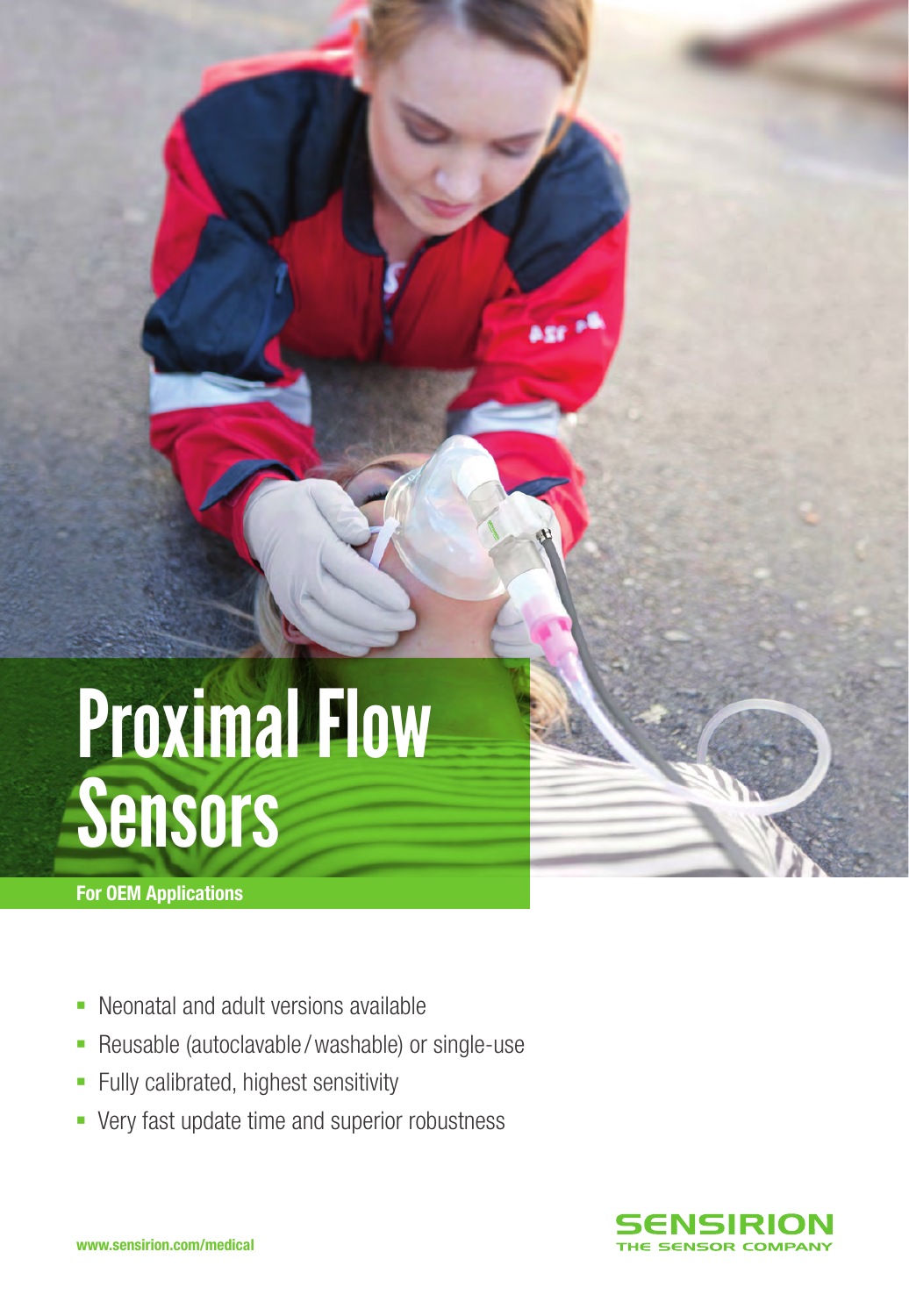# Proximal Flow Sensors

**For OEM Applications**

- Neonatal and adult versions available
- Reusable (autoclavable / washable) or single-use
- Fully calibrated, highest sensitivity
- Very fast update time and superior robustness

www.sensirion.com/medical

SENSIRION
THE SENSOR COMPANY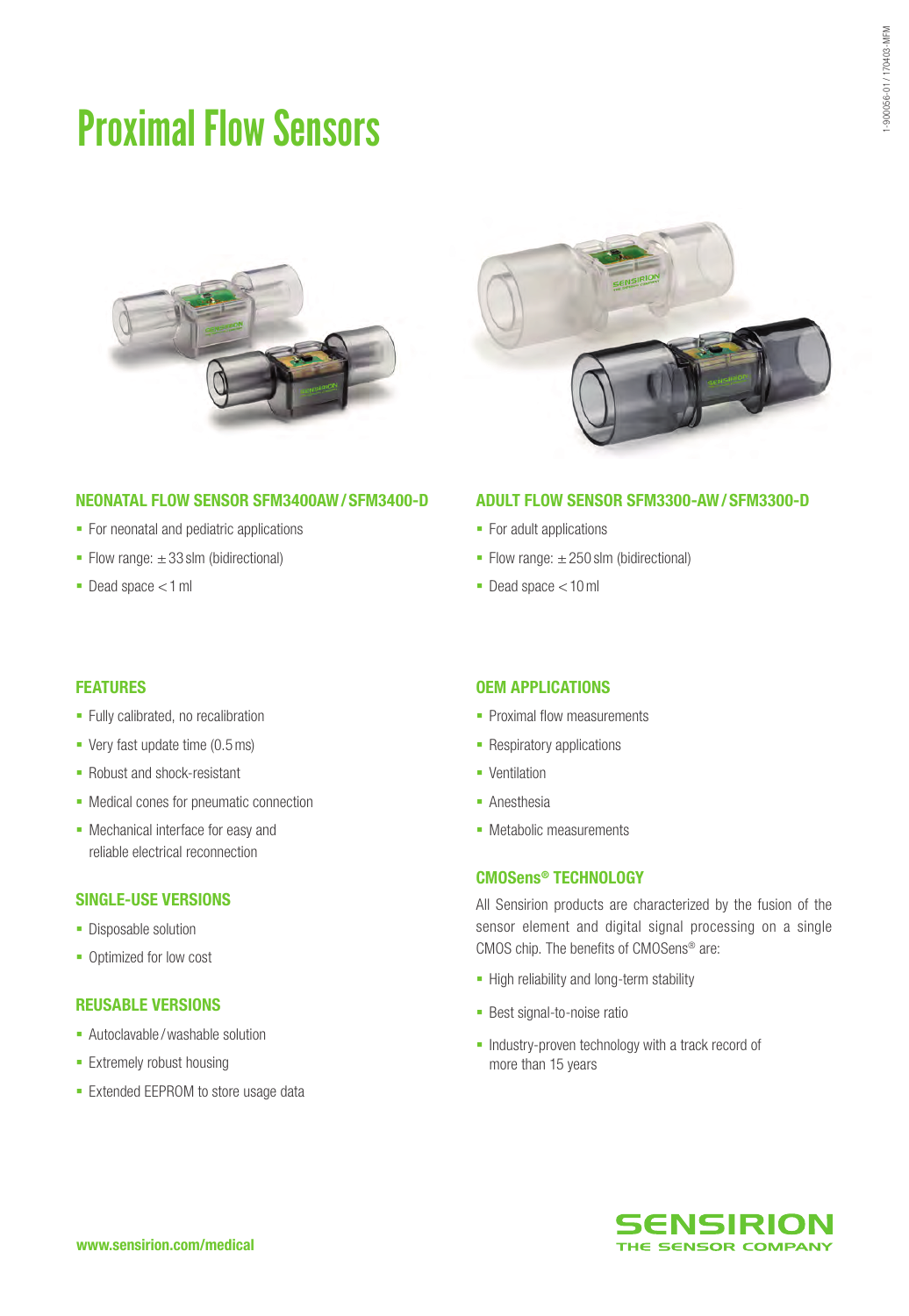# Proximal Flow Sensors

### NEONATAL FLOW SENSOR SFM3400AW / SFM3400-D

- For neonatal and pediatric applications
- Flow range: ± 33 slm (bidirectional)
- Dead space < 1 ml

### ADULT FLOW SENSOR SFM3300-AW / SFM3300-D

- For adult applications
- Flow range: ± 250 slm (bidirectional)
- Dead space < 10 ml

### FEATURES

- Fully calibrated, no recalibration
- Very fast update time (0.5 ms)
- Robust and shock-resistant
- Medical cones for pneumatic connection
- Mechanical interface for easy and reliable electrical reconnection

### SINGLE-USE VERSIONS

- Disposable solution
- Optimized for low cost

### REUSABLE VERSIONS

- Autoclavable / washable solution
- Extremely robust housing
- Extended EEPROM to store usage data

### OEM APPLICATIONS

- Proximal flow measurements
- Respiratory applications
- Ventilation
- Anesthesia
- Metabolic measurements

### CMOSens® TECHNOLOGY

All Sensirion products are characterized by the fusion of the sensor element and digital signal processing on a single CMOS chip. The benefits of CMOSens® are:

- High reliability and long-term stability
- Best signal-to-noise ratio
- Industry-proven technology with a track record of more than 15 years

www.sensirion.com/medical

SENSIRION THE SENSOR COMPANY